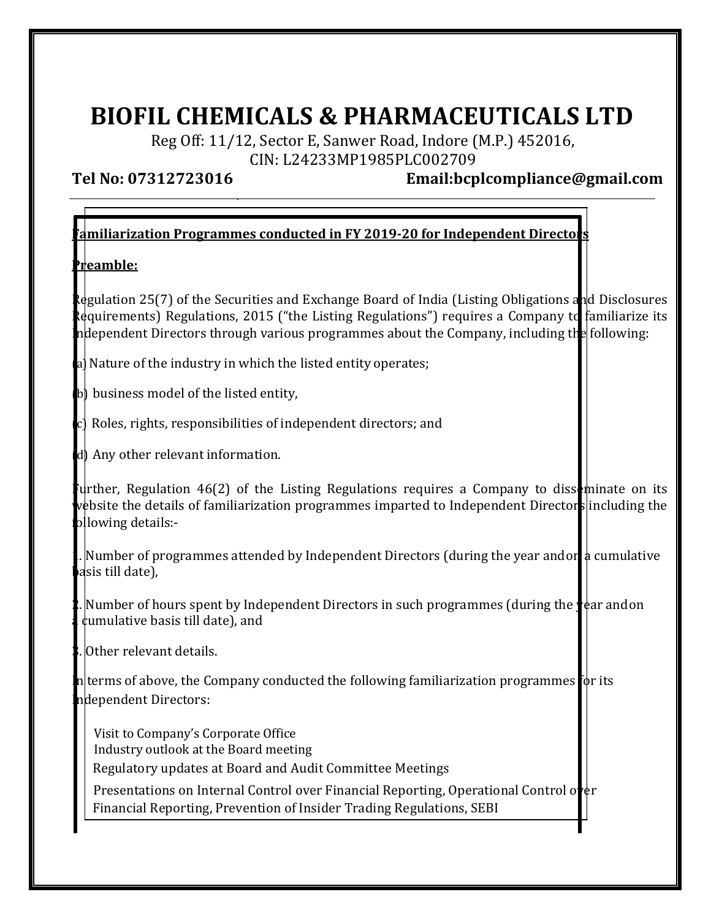# BIOFIL CHEMICALS & PHARMACEUTICALS LTD

Reg Off: 11/12, Sector E, Sanwer Road, Indore (M.P.) 452016,
CIN: L24233MP1985PLC002709

**Tel No: 07312723016** **Email:bcplcompliance@gmail.com**

---

**Familiarization Programmes conducted in FY 2019-20 for Independent Directors**

**Preamble:**

Regulation 25(7) of the Securities and Exchange Board of India (Listing Obligations and Disclosures Requirements) Regulations, 2015 ("the Listing Regulations") requires a Company to familiarize its Independent Directors through various programmes about the Company, including the following:

(a) Nature of the industry in which the listed entity operates;

(b) business model of the listed entity,

(c) Roles, rights, responsibilities of independent directors; and

(d) Any other relevant information.

Further, Regulation 46(2) of the Listing Regulations requires a Company to disseminate on its website the details of familiarization programmes imparted to Independent Directors including the following details:-

1. Number of programmes attended by Independent Directors (during the year and on a cumulative basis till date),

2. Number of hours spent by Independent Directors in such programmes (during the year and on a cumulative basis till date), and

3. Other relevant details.

In terms of above, the Company conducted the following familiarization programmes for its Independent Directors:

- Visit to Company's Corporate Office
- Industry outlook at the Board meeting
- Regulatory updates at Board and Audit Committee Meetings
- Presentations on Internal Control over Financial Reporting, Operational Control over Financial Reporting, Prevention of Insider Trading Regulations, SEBI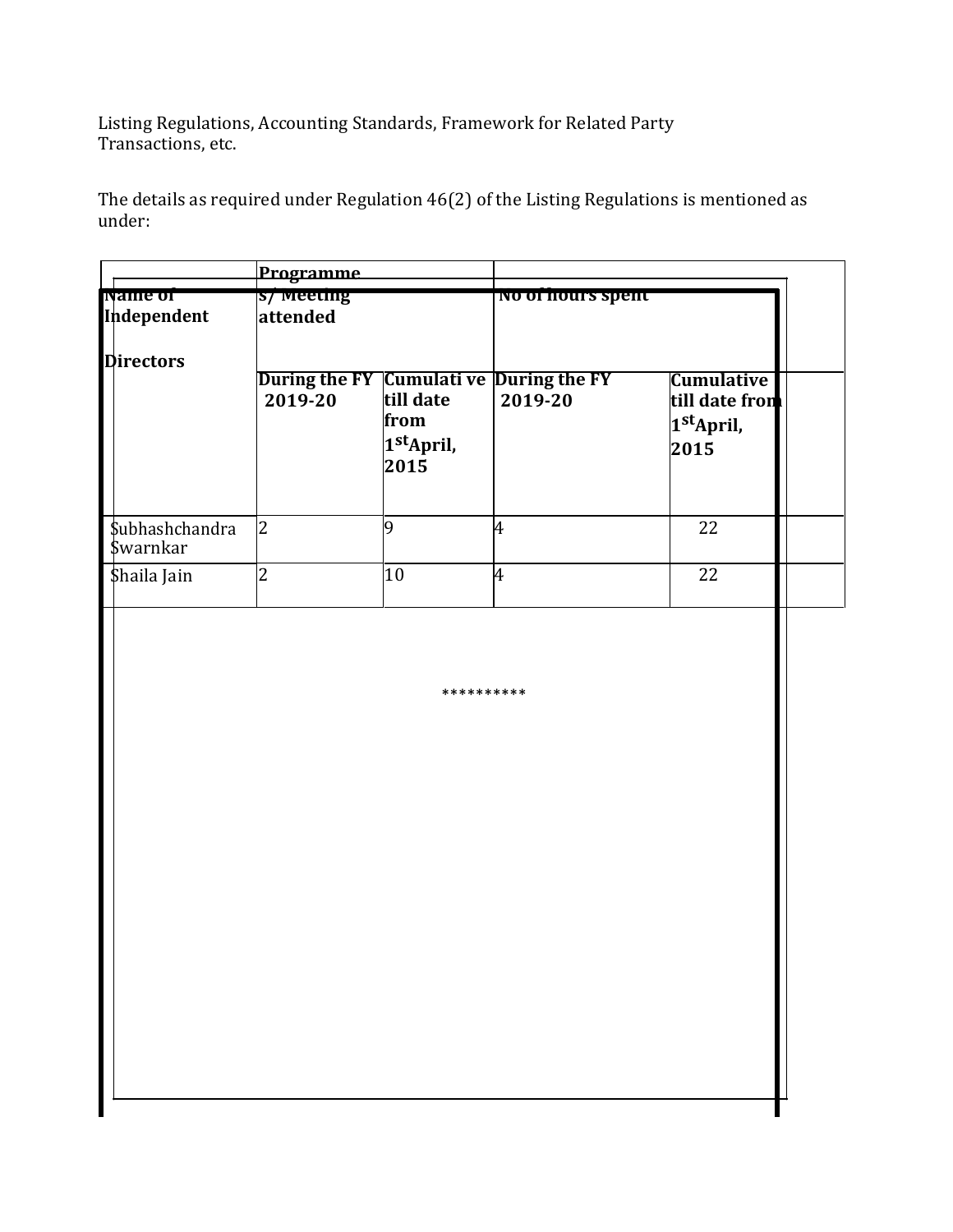Listing Regulations, Accounting Standards, Framework for Related Party Transactions, etc.

The details as required under Regulation 46(2) of the Listing Regulations is mentioned as under:

| Name of Independent Directors | Programmes/ Meeting attended | | No of hours spent | |
|---|---|---|---|---|
| | During the FY 2019-20 | Cumulative till date from 1st April, 2015 | During the FY 2019-20 | Cumulative till date from 1st April, 2015 |
| Subhashchandra Swarnkar | 2 | 9 | 4 | 22 |
| Shaila Jain | 2 | 10 | 4 | 22 |

**********